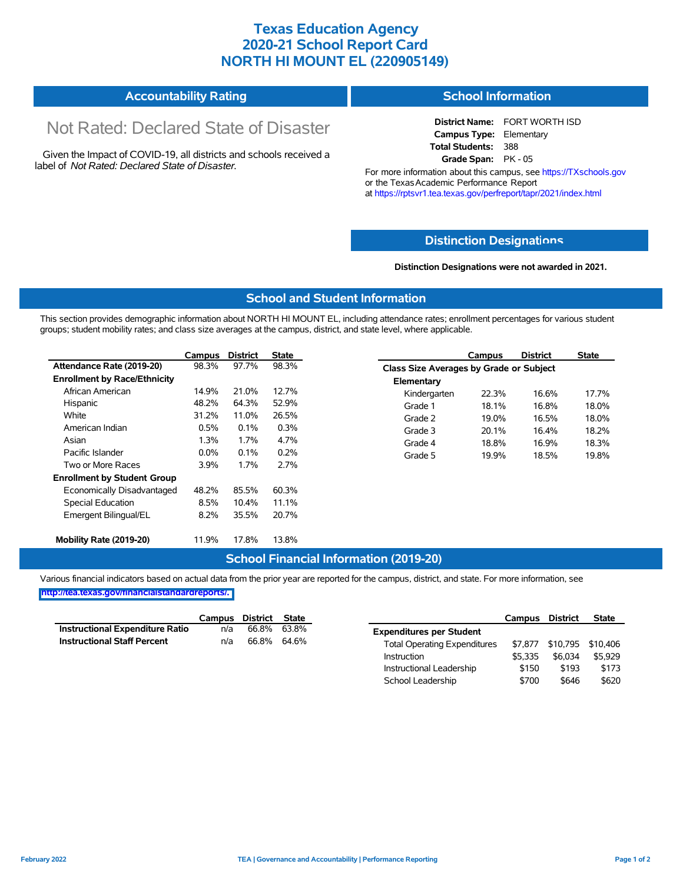# Texas Education Agency
# 2020-21 School Report Card
# NORTH HI MOUNT EL (220905149)

## Accountability Rating

Not Rated: Declared State of Disaster

Given the Impact of COVID-19, all districts and schools received a label of *Not Rated: Declared State of Disaster.*

## School Information

**District Name:** FORT WORTH ISD
**Campus Type:** Elementary
**Total Students:** 388
**Grade Span:** PK - 05

For more information about this campus, see https://TXschools.gov or the Texas Academic Performance Report at https://rptsvr1.tea.texas.gov/perfreport/tapr/2021/index.html

## Distinction Designations

**Distinction Designations were not awarded in 2021.**

## School and Student Information

This section provides demographic information about NORTH HI MOUNT EL, including attendance rates; enrollment percentages for various student groups; student mobility rates; and class size averages at the campus, district, and state level, where applicable.

| | Campus | District | State |
|---|---|---|---|
| **Attendance Rate (2019-20)** | 98.3% | 97.7% | 98.3% |
| **Enrollment by Race/Ethnicity** | | | |
| African American | 14.9% | 21.0% | 12.7% |
| Hispanic | 48.2% | 64.3% | 52.9% |
| White | 31.2% | 11.0% | 26.5% |
| American Indian | 0.5% | 0.1% | 0.3% |
| Asian | 1.3% | 1.7% | 4.7% |
| Pacific Islander | 0.0% | 0.1% | 0.2% |
| Two or More Races | 3.9% | 1.7% | 2.7% |
| **Enrollment by Student Group** | | | |
| Economically Disadvantaged | 48.2% | 85.5% | 60.3% |
| Special Education | 8.5% | 10.4% | 11.1% |
| Emergent Bilingual/EL | 8.2% | 35.5% | 20.7% |
| **Mobility Rate (2019-20)** | 11.9% | 17.8% | 13.8% |

| | Campus | District | State |
|---|---|---|---|
| **Class Size Averages by Grade or Subject** | | | |
| **Elementary** | | | |
| Kindergarten | 22.3% | 16.6% | 17.7% |
| Grade 1 | 18.1% | 16.8% | 18.0% |
| Grade 2 | 19.0% | 16.5% | 18.0% |
| Grade 3 | 20.1% | 16.4% | 18.2% |
| Grade 4 | 18.8% | 16.9% | 18.3% |
| Grade 5 | 19.9% | 18.5% | 19.8% |

## School Financial Information (2019-20)

Various financial indicators based on actual data from the prior year are reported for the campus, district, and state. For more information, see http://tea.texas.gov/financialstandardreports/.

| | Campus | District | State |
|---|---|---|---|
| **Instructional Expenditure Ratio** | n/a | 66.8% | 63.8% |
| **Instructional Staff Percent** | n/a | 66.8% | 64.6% |

| | Campus | District | State |
|---|---|---|---|
| **Expenditures per Student** | | | |
| Total Operating Expenditures | $7,877 | $10,795 | $10,406 |
| Instruction | $5,335 | $6,034 | $5,929 |
| Instructional Leadership | $150 | $193 | $173 |
| School Leadership | $700 | $646 | $620 |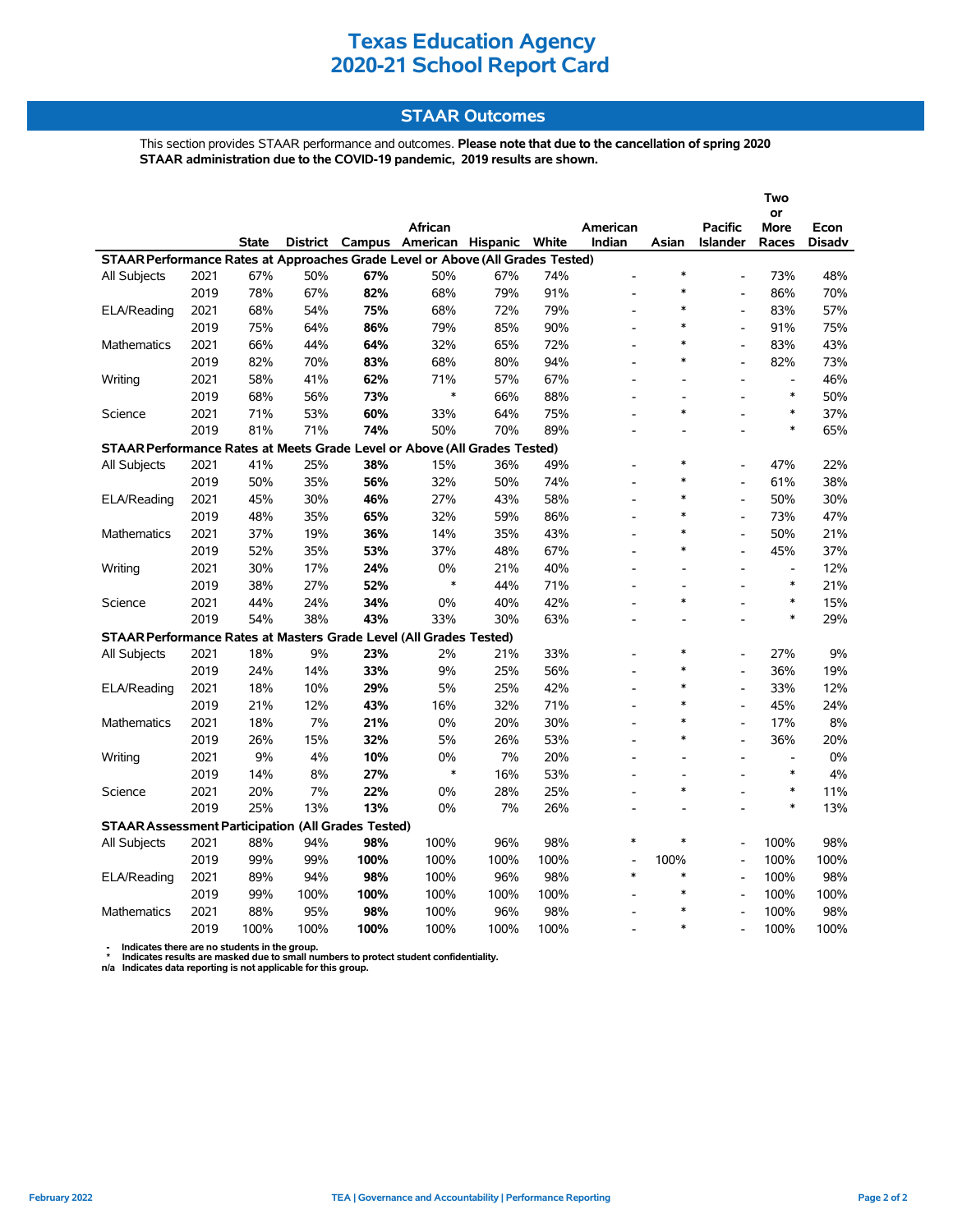# Texas Education Agency
# 2020-21 School Report Card

## STAAR Outcomes

This section provides STAAR performance and outcomes. **Please note that due to the cancellation of spring 2020 STAAR administration due to the COVID-19 pandemic, 2019 results are shown.**

| | | State | District | Campus | African American | Hispanic | White | American Indian | Asian | Pacific Islander | Two or More Races | Econ Disadv |
|---|---|---|---|---|---|---|---|---|---|---|---|---|
| **STAAR Performance Rates at Approaches Grade Level or Above (All Grades Tested)** | | | | | | | | | | | | |
| All Subjects | 2021 | 67% | 50% | **67%** | 50% | 67% | 74% | - | * | - | 73% | 48% |
| | 2019 | 78% | 67% | **82%** | 68% | 79% | 91% | - | * | - | 86% | 70% |
| ELA/Reading | 2021 | 68% | 54% | **75%** | 68% | 72% | 79% | - | * | - | 83% | 57% |
| | 2019 | 75% | 64% | **86%** | 79% | 85% | 90% | - | * | - | 91% | 75% |
| Mathematics | 2021 | 66% | 44% | **64%** | 32% | 65% | 72% | - | * | - | 83% | 43% |
| | 2019 | 82% | 70% | **83%** | 68% | 80% | 94% | - | * | - | 82% | 73% |
| Writing | 2021 | 58% | 41% | **62%** | 71% | 57% | 67% | - | - | - | - | 46% |
| | 2019 | 68% | 56% | **73%** | * | 66% | 88% | - | - | - | * | 50% |
| Science | 2021 | 71% | 53% | **60%** | 33% | 64% | 75% | - | * | - | * | 37% |
| | 2019 | 81% | 71% | **74%** | 50% | 70% | 89% | - | - | - | * | 65% |
| **STAAR Performance Rates at Meets Grade Level or Above (All Grades Tested)** | | | | | | | | | | | | |
| All Subjects | 2021 | 41% | 25% | **38%** | 15% | 36% | 49% | - | * | - | 47% | 22% |
| | 2019 | 50% | 35% | **56%** | 32% | 50% | 74% | - | * | - | 61% | 38% |
| ELA/Reading | 2021 | 45% | 30% | **46%** | 27% | 43% | 58% | - | * | - | 50% | 30% |
| | 2019 | 48% | 35% | **65%** | 32% | 59% | 86% | - | * | - | 73% | 47% |
| Mathematics | 2021 | 37% | 19% | **36%** | 14% | 35% | 43% | - | * | - | 50% | 21% |
| | 2019 | 52% | 35% | **53%** | 37% | 48% | 67% | - | * | - | 45% | 37% |
| Writing | 2021 | 30% | 17% | **24%** | 0% | 21% | 40% | - | - | - | - | 12% |
| | 2019 | 38% | 27% | **52%** | * | 44% | 71% | - | - | - | * | 21% |
| Science | 2021 | 44% | 24% | **34%** | 0% | 40% | 42% | - | * | - | * | 15% |
| | 2019 | 54% | 38% | **43%** | 33% | 30% | 63% | - | - | - | * | 29% |
| **STAAR Performance Rates at Masters Grade Level (All Grades Tested)** | | | | | | | | | | | | |
| All Subjects | 2021 | 18% | 9% | **23%** | 2% | 21% | 33% | - | * | - | 27% | 9% |
| | 2019 | 24% | 14% | **33%** | 9% | 25% | 56% | - | * | - | 36% | 19% |
| ELA/Reading | 2021 | 18% | 10% | **29%** | 5% | 25% | 42% | - | * | - | 33% | 12% |
| | 2019 | 21% | 12% | **43%** | 16% | 32% | 71% | - | * | - | 45% | 24% |
| Mathematics | 2021 | 18% | 7% | **21%** | 0% | 20% | 30% | - | * | - | 17% | 8% |
| | 2019 | 26% | 15% | **32%** | 5% | 26% | 53% | - | * | - | 36% | 20% |
| Writing | 2021 | 9% | 4% | **10%** | 0% | 7% | 20% | - | - | - | - | 0% |
| | 2019 | 14% | 8% | **27%** | * | 16% | 53% | - | - | - | * | 4% |
| Science | 2021 | 20% | 7% | **22%** | 0% | 28% | 25% | - | * | - | * | 11% |
| | 2019 | 25% | 13% | **13%** | 0% | 7% | 26% | - | - | - | * | 13% |
| **STAAR Assessment Participation (All Grades Tested)** | | | | | | | | | | | | |
| All Subjects | 2021 | 88% | 94% | **98%** | 100% | 96% | 98% | * | * | - | 100% | 98% |
| | 2019 | 99% | 99% | **100%** | 100% | 100% | 100% | - | 100% | - | 100% | 100% |
| ELA/Reading | 2021 | 89% | 94% | **98%** | 100% | 96% | 98% | * | * | - | 100% | 98% |
| | 2019 | 99% | 100% | **100%** | 100% | 100% | 100% | - | * | - | 100% | 100% |
| Mathematics | 2021 | 88% | 95% | **98%** | 100% | 96% | 98% | - | * | - | 100% | 98% |
| | 2019 | 100% | 100% | **100%** | 100% | 100% | 100% | - | * | - | 100% | 100% |

- Indicates there are no students in the group.
* Indicates results are masked due to small numbers to protect student confidentiality.
n/a Indicates data reporting is not applicable for this group.